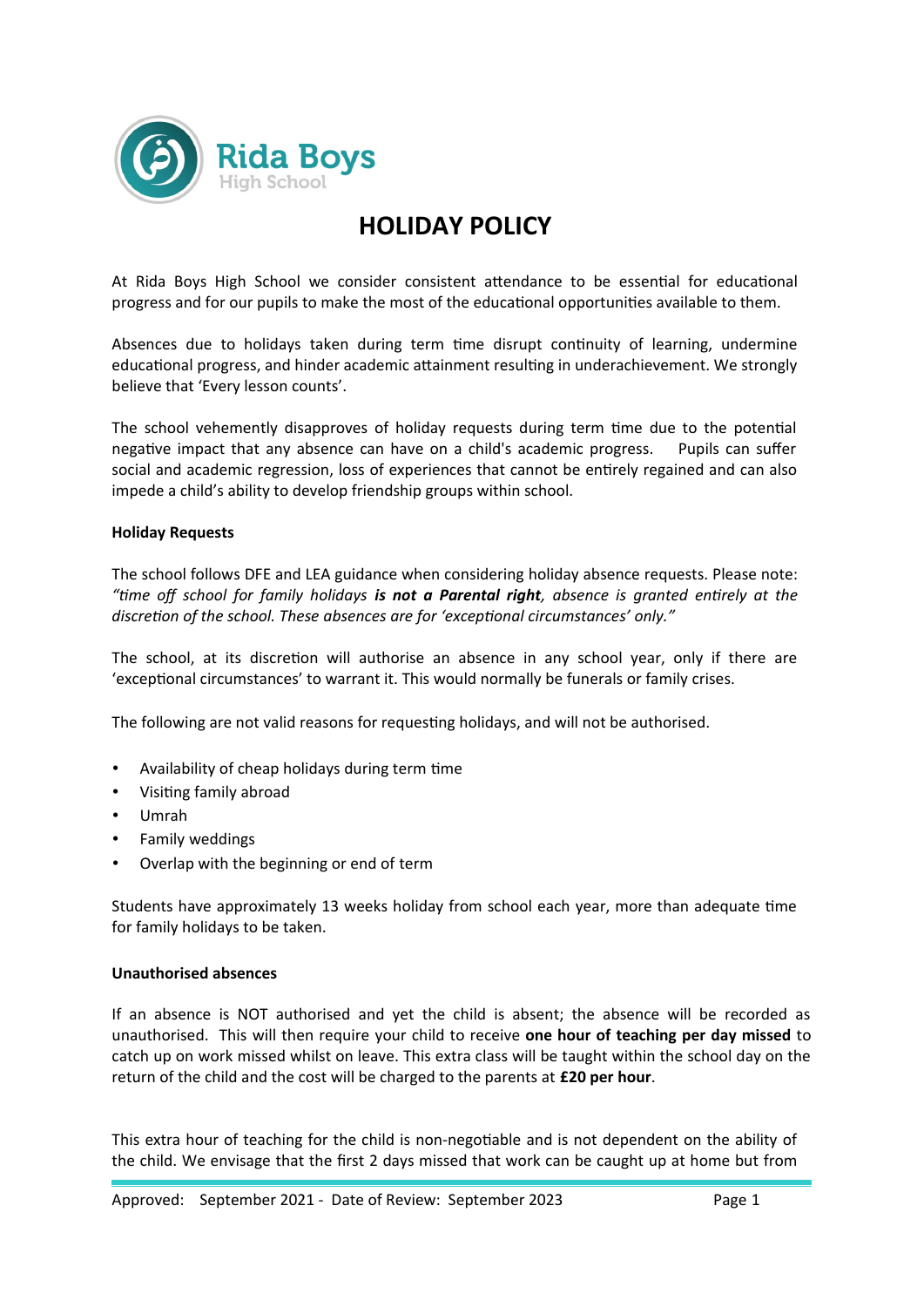Rida Boys
High School

# HOLIDAY POLICY

At Rida Boys High School we consider consistent attendance to be essential for educational progress and for our pupils to make the most of the educational opportunities available to them.

Absences due to holidays taken during term time disrupt continuity of learning, undermine educational progress, and hinder academic attainment resulting in underachievement. We strongly believe that 'Every lesson counts'.

The school vehemently disapproves of holiday requests during term time due to the potential negative impact that any absence can have on a child's academic progress. Pupils can suffer social and academic regression, loss of experiences that cannot be entirely regained and can also impede a child's ability to develop friendship groups within school.

**Holiday Requests**

The school follows DFE and LEA guidance when considering holiday absence requests. Please note: *"time off school for family holidays **is not a Parental right**, absence is granted entirely at the discretion of the school. These absences are for 'exceptional circumstances' only."*

The school, at its discretion will authorise an absence in any school year, only if there are 'exceptional circumstances' to warrant it. This would normally be funerals or family crises.

The following are not valid reasons for requesting holidays, and will not be authorised.

- Availability of cheap holidays during term time
- Visiting family abroad
- Umrah
- Family weddings
- Overlap with the beginning or end of term

Students have approximately 13 weeks holiday from school each year, more than adequate time for family holidays to be taken.

**Unauthorised absences**

If an absence is NOT authorised and yet the child is absent; the absence will be recorded as unauthorised. This will then require your child to receive **one hour of teaching per day missed** to catch up on work missed whilst on leave. This extra class will be taught within the school day on the return of the child and the cost will be charged to the parents at **£20 per hour**.

This extra hour of teaching for the child is non-negotiable and is not dependent on the ability of the child. We envisage that the first 2 days missed that work can be caught up at home but from

Approved: September 2021 - Date of Review: September 2023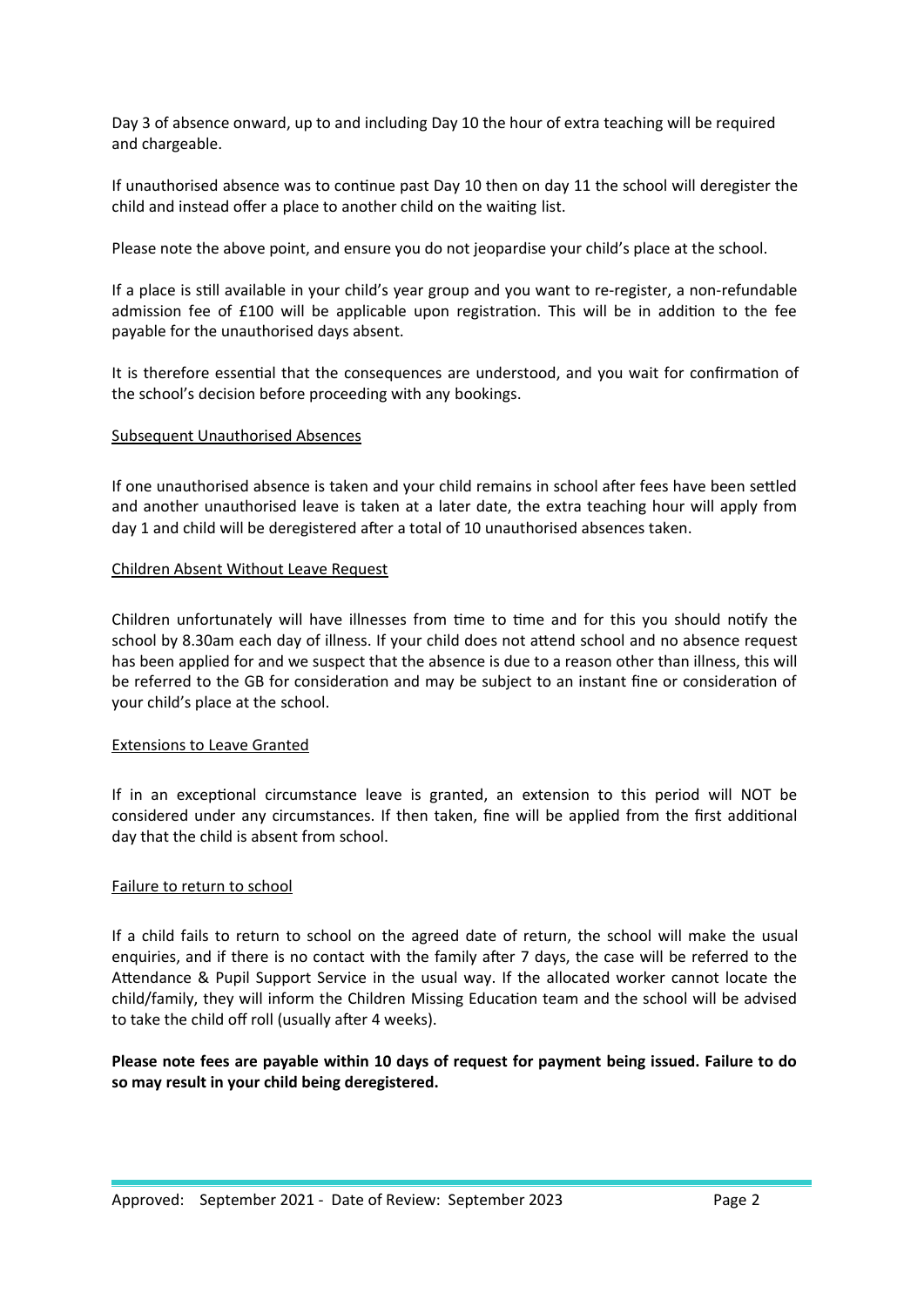Day 3 of absence onward, up to and including Day 10 the hour of extra teaching will be required and chargeable.

If unauthorised absence was to continue past Day 10 then on day 11 the school will deregister the child and instead offer a place to another child on the waiting list.

Please note the above point, and ensure you do not jeopardise your child's place at the school.

If a place is still available in your child's year group and you want to re-register, a non-refundable admission fee of £100 will be applicable upon registration. This will be in addition to the fee payable for the unauthorised days absent.

It is therefore essential that the consequences are understood, and you wait for confirmation of the school's decision before proceeding with any bookings.

<u>Subsequent Unauthorised Absences</u>

If one unauthorised absence is taken and your child remains in school after fees have been settled and another unauthorised leave is taken at a later date, the extra teaching hour will apply from day 1 and child will be deregistered after a total of 10 unauthorised absences taken.

<u>Children Absent Without Leave Request</u>

Children unfortunately will have illnesses from time to time and for this you should notify the school by 8.30am each day of illness. If your child does not attend school and no absence request has been applied for and we suspect that the absence is due to a reason other than illness, this will be referred to the GB for consideration and may be subject to an instant fine or consideration of your child's place at the school.

<u>Extensions to Leave Granted</u>

If in an exceptional circumstance leave is granted, an extension to this period will NOT be considered under any circumstances. If then taken, fine will be applied from the first additional day that the child is absent from school.

<u>Failure to return to school</u>

If a child fails to return to school on the agreed date of return, the school will make the usual enquiries, and if there is no contact with the family after 7 days, the case will be referred to the Attendance & Pupil Support Service in the usual way. If the allocated worker cannot locate the child/family, they will inform the Children Missing Education team and the school will be advised to take the child off roll (usually after 4 weeks).

**Please note fees are payable within 10 days of request for payment being issued. Failure to do so may result in your child being deregistered.**

Approved: September 2021 - Date of Review: September 2023